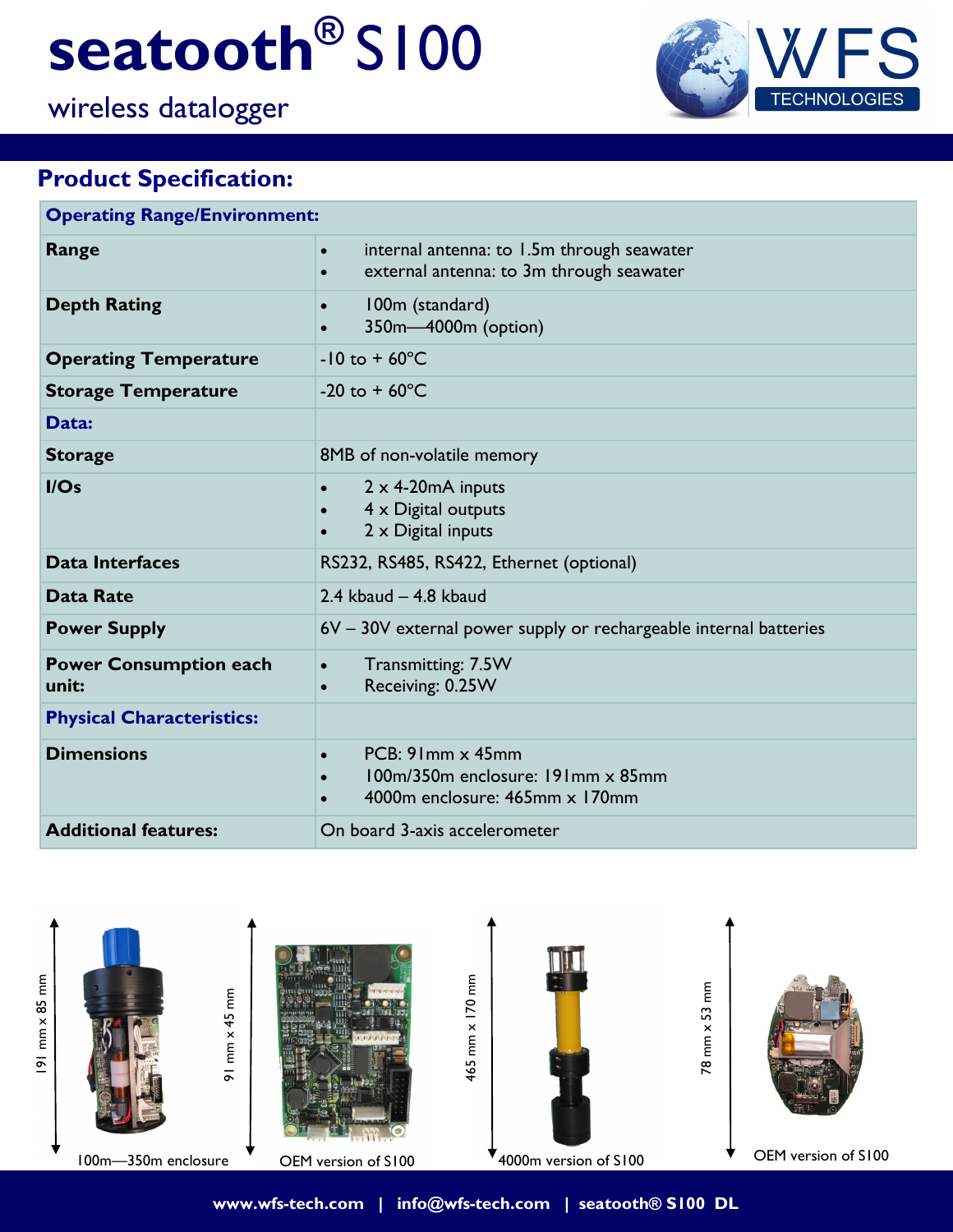# seatooth® S100

wireless datalogger

WFS TECHNOLOGIES

## Product Specification:

| Operating Range/Environment: | |
|---|---|
| **Range** | • internal antenna: to 1.5m through seawater<br>• external antenna: to 3m through seawater |
| **Depth Rating** | • 100m (standard)<br>• 350m—4000m (option) |
| **Operating Temperature** | -10 to + 60°C |
| **Storage Temperature** | -20 to + 60°C |
| **Data:** | |
| **Storage** | 8MB of non-volatile memory |
| **I/Os** | • 2 x 4-20mA inputs<br>• 4 x Digital outputs<br>• 2 x Digital inputs |
| **Data Interfaces** | RS232, RS485, RS422, Ethernet (optional) |
| **Data Rate** | 2.4 kbaud – 4.8 kbaud |
| **Power Supply** | 6V – 30V external power supply or rechargeable internal batteries |
| **Power Consumption each unit:** | • Transmitting: 7.5W<br>• Receiving: 0.25W |
| **Physical Characteristics:** | |
| **Dimensions** | • PCB: 91mm x 45mm<br>• 100m/350m enclosure: 191mm x 85mm<br>• 4000m enclosure: 465mm x 170mm |
| **Additional features:** | On board 3-axis accelerometer |

191 mm x 85 mm

100m—350m enclosure

91 mm x 45 mm

OEM version of S100

465 mm x 170 mm

4000m version of S100

78 mm x 53 mm

OEM version of S100

www.wfs-tech.com | info@wfs-tech.com | seatooth® S100 DL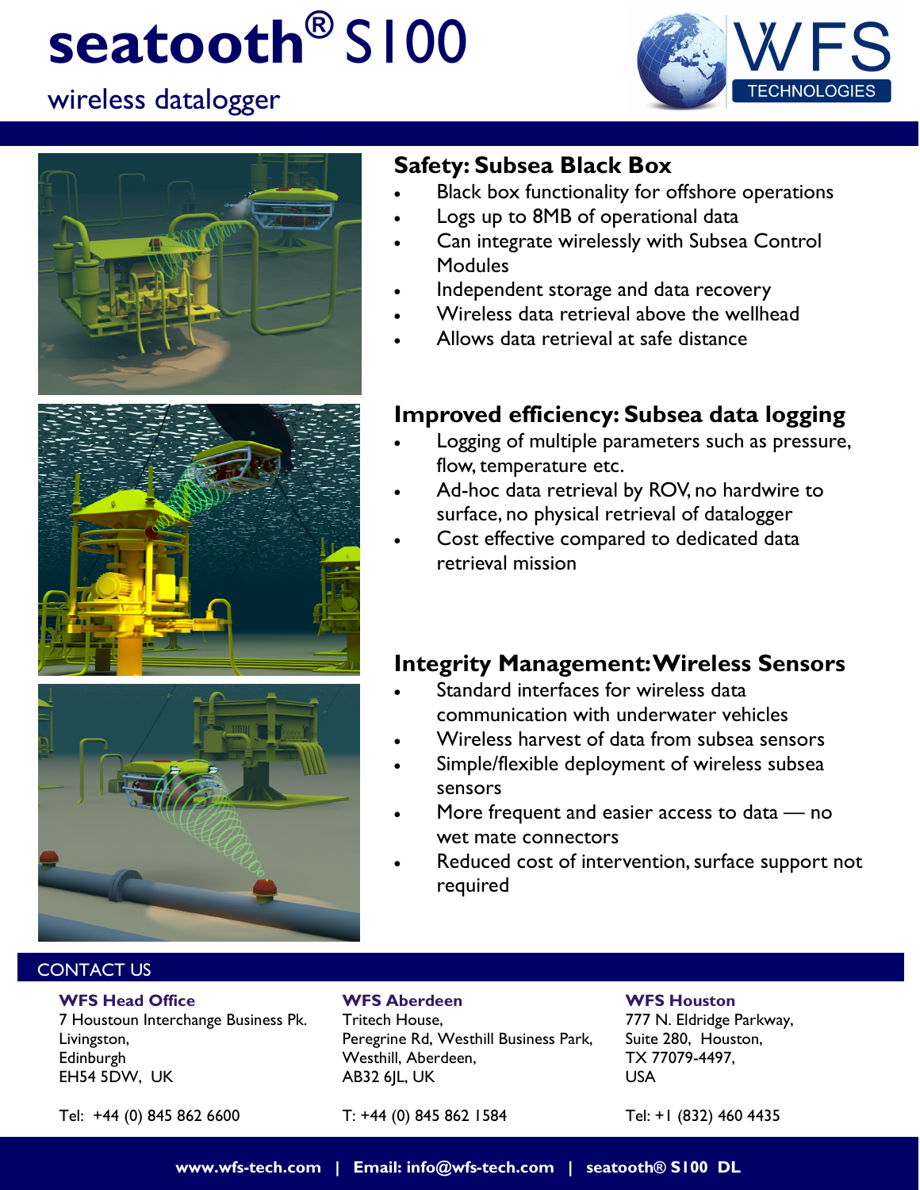# seatooth® S100

wireless datalogger

WFS TECHNOLOGIES

## Safety: Subsea Black Box

- Black box functionality for offshore operations
- Logs up to 8MB of operational data
- Can integrate wirelessly with Subsea Control Modules
- Independent storage and data recovery
- Wireless data retrieval above the wellhead
- Allows data retrieval at safe distance

## Improved efficiency: Subsea data logging

- Logging of multiple parameters such as pressure, flow, temperature etc.
- Ad-hoc data retrieval by ROV, no hardwire to surface, no physical retrieval of datalogger
- Cost effective compared to dedicated data retrieval mission

## Integrity Management: Wireless Sensors

- Standard interfaces for wireless data communication with underwater vehicles
- Wireless harvest of data from subsea sensors
- Simple/flexible deployment of wireless subsea sensors
- More frequent and easier access to data — no wet mate connectors
- Reduced cost of intervention, surface support not required

## CONTACT US

**WFS Head Office**
7 Houstoun Interchange Business Pk.
Livingston,
Edinburgh
EH54 5DW, UK

Tel: +44 (0) 845 862 6600

**WFS Aberdeen**
Tritech House,
Peregrine Rd, Westhill Business Park,
Westhill, Aberdeen,
AB32 6JL, UK

T: +44 (0) 845 862 1584

**WFS Houston**
777 N. Eldridge Parkway,
Suite 280, Houston,
TX 77079-4497,
USA

Tel: +1 (832) 460 4435

**www.wfs-tech.com | Email: info@wfs-tech.com | seatooth® S100 DL**